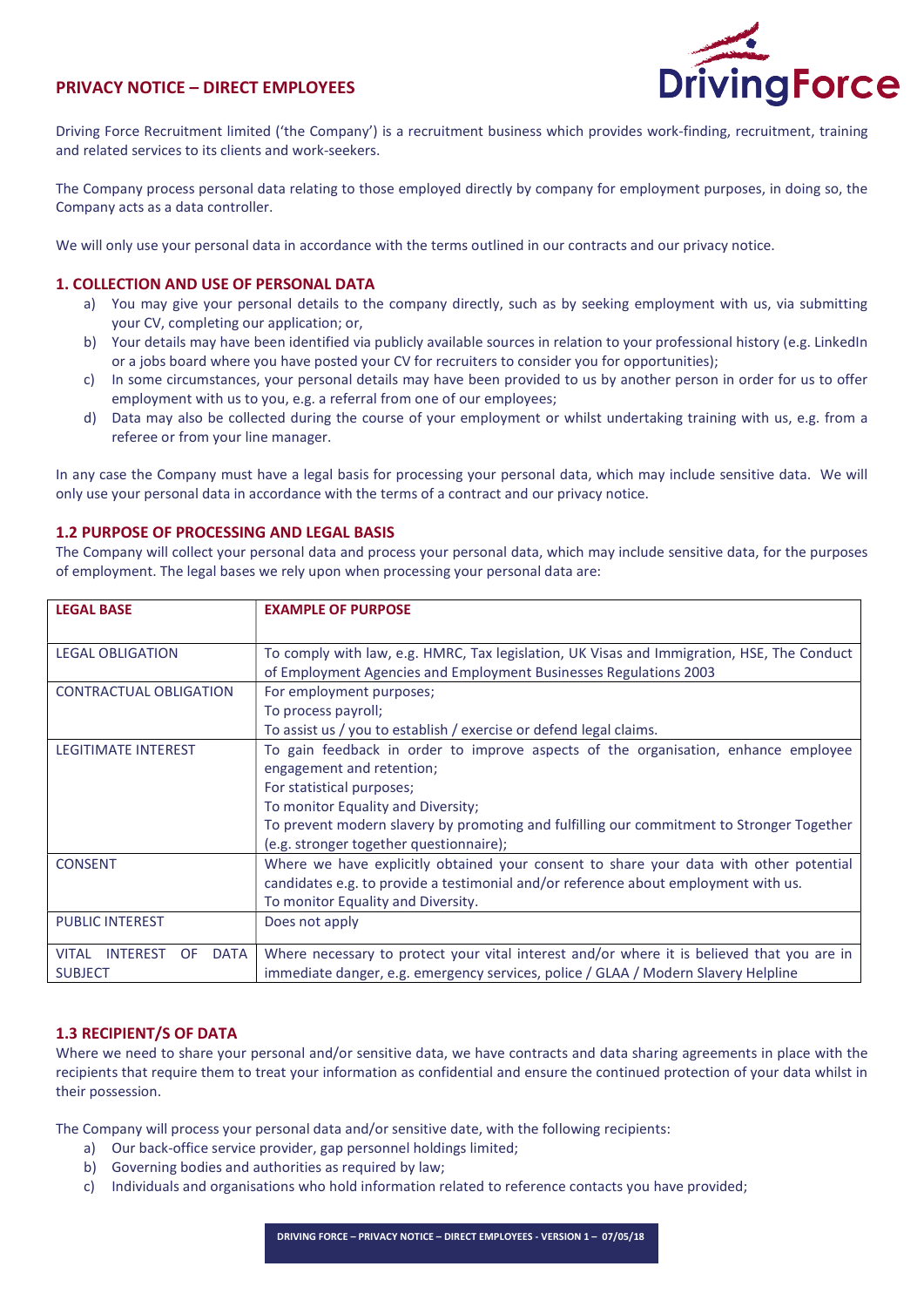## PRIVACY NOTICE – DIRECT EMPLOYEES

Driving Force Recruitment limited ('the Company') is a recruitment business which provides work-finding, recruitment, training and related services to its clients and work-seekers.

The Company process personal data relating to those employed directly by company for employment purposes, in doing so, the Company acts as a data controller.

We will only use your personal data in accordance with the terms outlined in our contracts and our privacy notice.

### 1. COLLECTION AND USE OF PERSONAL DATA

a) You may give your personal details to the company directly, such as by seeking employment with us, via submitting your CV, completing our application; or,
b) Your details may have been identified via publicly available sources in relation to your professional history (e.g. LinkedIn or a jobs board where you have posted your CV for recruiters to consider you for opportunities);
c) In some circumstances, your personal details may have been provided to us by another person in order for us to offer employment with us to you, e.g. a referral from one of our employees;
d) Data may also be collected during the course of your employment or whilst undertaking training with us, e.g. from a referee or from your line manager.

In any case the Company must have a legal basis for processing your personal data, which may include sensitive data. We will only use your personal data in accordance with the terms of a contract and our privacy notice.

### 1.2 PURPOSE OF PROCESSING AND LEGAL BASIS

The Company will collect your personal data and process your personal data, which may include sensitive data, for the purposes of employment. The legal bases we rely upon when processing your personal data are:

| LEGAL BASE | EXAMPLE OF PURPOSE |
|---|---|
| LEGAL OBLIGATION | To comply with law, e.g. HMRC, Tax legislation, UK Visas and Immigration, HSE, The Conduct of Employment Agencies and Employment Businesses Regulations 2003 |
| CONTRACTUAL OBLIGATION | For employment purposes;<br>To process payroll;<br>To assist us / you to establish / exercise or defend legal claims. |
| LEGITIMATE INTEREST | To gain feedback in order to improve aspects of the organisation, enhance employee engagement and retention;<br>For statistical purposes;<br>To monitor Equality and Diversity;<br>To prevent modern slavery by promoting and fulfilling our commitment to Stronger Together (e.g. stronger together questionnaire); |
| CONSENT | Where we have explicitly obtained your consent to share your data with other potential candidates e.g. to provide a testimonial and/or reference about employment with us.<br>To monitor Equality and Diversity. |
| PUBLIC INTEREST | Does not apply |
| VITAL INTEREST OF DATA SUBJECT | Where necessary to protect your vital interest and/or where it is believed that you are in immediate danger, e.g. emergency services, police / GLAA / Modern Slavery Helpline |

### 1.3 RECIPIENT/S OF DATA

Where we need to share your personal and/or sensitive data, we have contracts and data sharing agreements in place with the recipients that require them to treat your information as confidential and ensure the continued protection of your data whilst in their possession.

The Company will process your personal data and/or sensitive date, with the following recipients:

a) Our back-office service provider, gap personnel holdings limited;
b) Governing bodies and authorities as required by law;
c) Individuals and organisations who hold information related to reference contacts you have provided;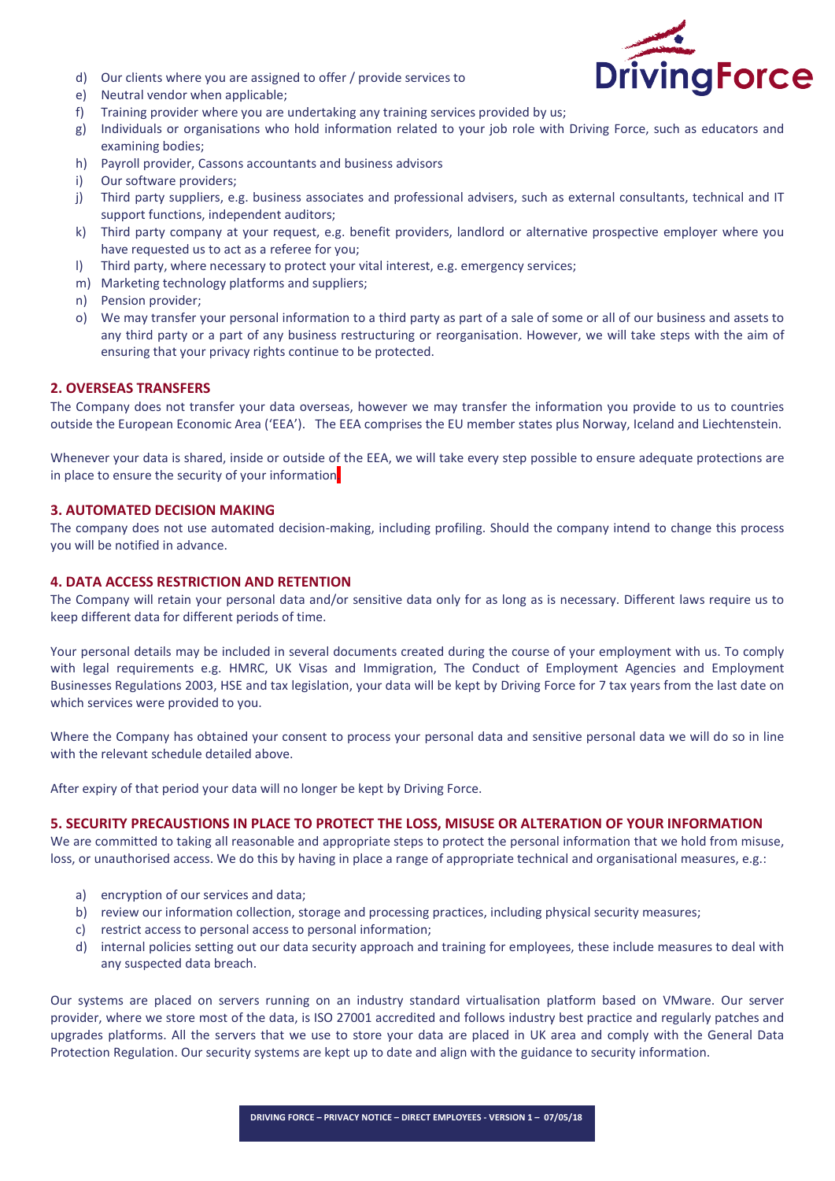d) Our clients where you are assigned to offer / provide services to
e) Neutral vendor when applicable;
f) Training provider where you are undertaking any training services provided by us;
g) Individuals or organisations who hold information related to your job role with Driving Force, such as educators and examining bodies;
h) Payroll provider, Cassons accountants and business advisors
i) Our software providers;
j) Third party suppliers, e.g. business associates and professional advisers, such as external consultants, technical and IT support functions, independent auditors;
k) Third party company at your request, e.g. benefit providers, landlord or alternative prospective employer where you have requested us to act as a referee for you;
l) Third party, where necessary to protect your vital interest, e.g. emergency services;
m) Marketing technology platforms and suppliers;
n) Pension provider;
o) We may transfer your personal information to a third party as part of a sale of some or all of our business and assets to any third party or a part of any business restructuring or reorganisation. However, we will take steps with the aim of ensuring that your privacy rights continue to be protected.

## 2. OVERSEAS TRANSFERS

The Company does not transfer your data overseas, however we may transfer the information you provide to us to countries outside the European Economic Area ('EEA'). The EEA comprises the EU member states plus Norway, Iceland and Liechtenstein.

Whenever your data is shared, inside or outside of the EEA, we will take every step possible to ensure adequate protections are in place to ensure the security of your information.

## 3. AUTOMATED DECISION MAKING

The company does not use automated decision-making, including profiling. Should the company intend to change this process you will be notified in advance.

## 4. DATA ACCESS RESTRICTION AND RETENTION

The Company will retain your personal data and/or sensitive data only for as long as is necessary. Different laws require us to keep different data for different periods of time.

Your personal details may be included in several documents created during the course of your employment with us. To comply with legal requirements e.g. HMRC, UK Visas and Immigration, The Conduct of Employment Agencies and Employment Businesses Regulations 2003, HSE and tax legislation, your data will be kept by Driving Force for 7 tax years from the last date on which services were provided to you.

Where the Company has obtained your consent to process your personal data and sensitive personal data we will do so in line with the relevant schedule detailed above.

After expiry of that period your data will no longer be kept by Driving Force.

## 5. SECURITY PRECAUSTIONS IN PLACE TO PROTECT THE LOSS, MISUSE OR ALTERATION OF YOUR INFORMATION

We are committed to taking all reasonable and appropriate steps to protect the personal information that we hold from misuse, loss, or unauthorised access. We do this by having in place a range of appropriate technical and organisational measures, e.g.:

a) encryption of our services and data;
b) review our information collection, storage and processing practices, including physical security measures;
c) restrict access to personal access to personal information;
d) internal policies setting out our data security approach and training for employees, these include measures to deal with any suspected data breach.

Our systems are placed on servers running on an industry standard virtualisation platform based on VMware. Our server provider, where we store most of the data, is ISO 27001 accredited and follows industry best practice and regularly patches and upgrades platforms. All the servers that we use to store your data are placed in UK area and comply with the General Data Protection Regulation. Our security systems are kept up to date and align with the guidance to security information.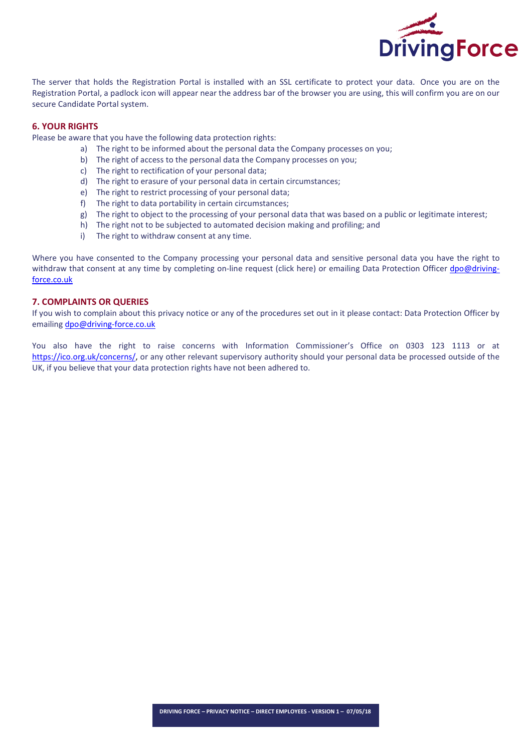The server that holds the Registration Portal is installed with an SSL certificate to protect your data. Once you are on the Registration Portal, a padlock icon will appear near the address bar of the browser you are using, this will confirm you are on our secure Candidate Portal system.

## 6. YOUR RIGHTS

Please be aware that you have the following data protection rights:

a) The right to be informed about the personal data the Company processes on you;
b) The right of access to the personal data the Company processes on you;
c) The right to rectification of your personal data;
d) The right to erasure of your personal data in certain circumstances;
e) The right to restrict processing of your personal data;
f) The right to data portability in certain circumstances;
g) The right to object to the processing of your personal data that was based on a public or legitimate interest;
h) The right not to be subjected to automated decision making and profiling; and
i) The right to withdraw consent at any time.

Where you have consented to the Company processing your personal data and sensitive personal data you have the right to withdraw that consent at any time by completing on-line request (click here) or emailing Data Protection Officer dpo@driving-force.co.uk

## 7. COMPLAINTS OR QUERIES

If you wish to complain about this privacy notice or any of the procedures set out in it please contact: Data Protection Officer by emailing dpo@driving-force.co.uk

You also have the right to raise concerns with Information Commissioner's Office on 0303 123 1113 or at https://ico.org.uk/concerns/, or any other relevant supervisory authority should your personal data be processed outside of the UK, if you believe that your data protection rights have not been adhered to.